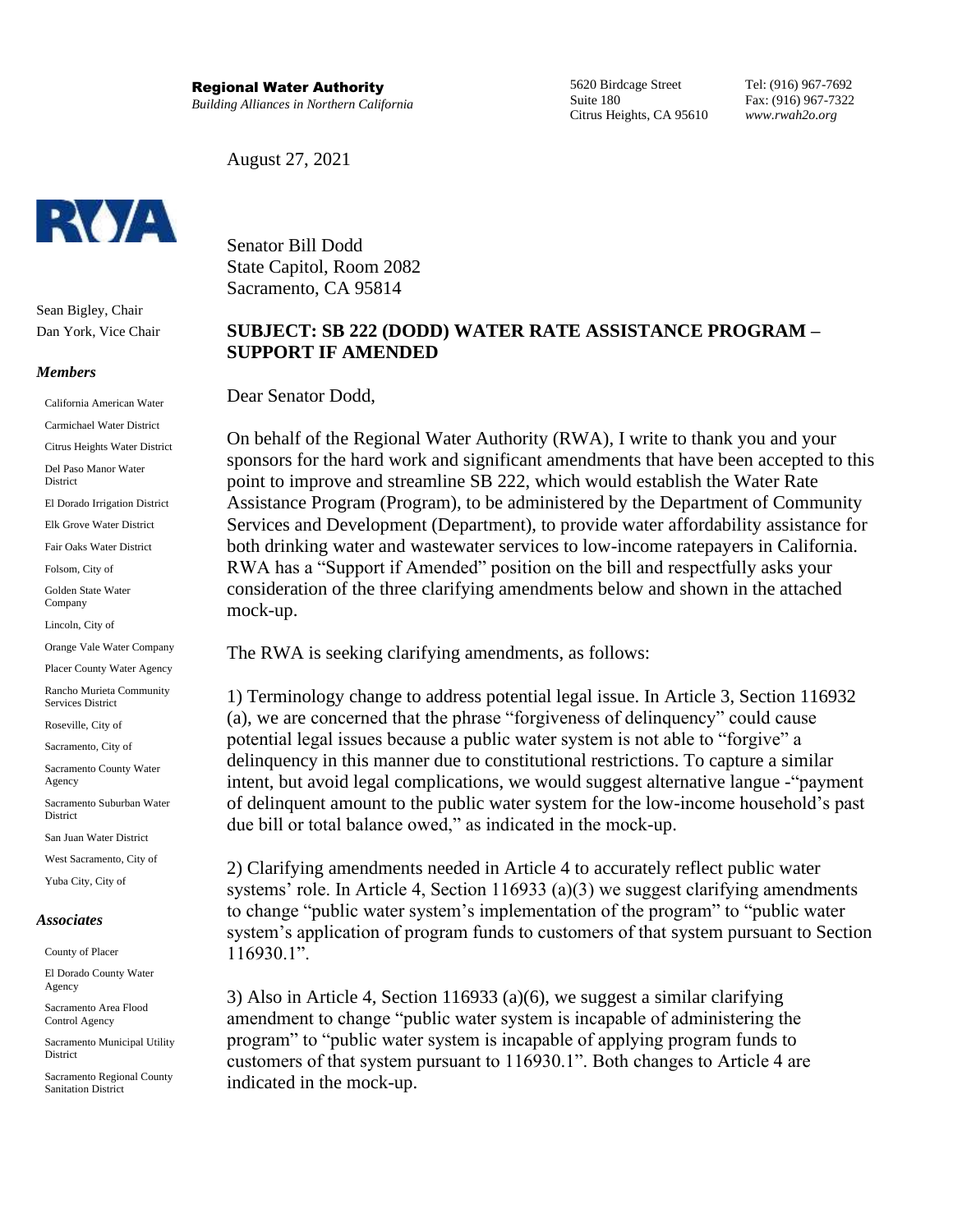**Regional Water Authority**
*Building Alliances in Northern California*

5620 Birdcage Street
Suite 180
Citrus Heights, CA 95610

Tel: (916) 967-7692
Fax: (916) 967-7322
*www.rwah2o.org*

RWA

Sean Bigley, Chair
Dan York, Vice Chair

***Members***

California American Water
Carmichael Water District
Citrus Heights Water District
Del Paso Manor Water District
El Dorado Irrigation District
Elk Grove Water District
Fair Oaks Water District
Folsom, City of
Golden State Water Company
Lincoln, City of
Orange Vale Water Company
Placer County Water Agency
Rancho Murieta Community Services District
Roseville, City of
Sacramento, City of
Sacramento County Water Agency
Sacramento Suburban Water District
San Juan Water District
West Sacramento, City of
Yuba City, City of

***Associates***

County of Placer
El Dorado County Water Agency
Sacramento Area Flood Control Agency
Sacramento Municipal Utility District
Sacramento Regional County Sanitation District

August 27, 2021

Senator Bill Dodd
State Capitol, Room 2082
Sacramento, CA 95814

**SUBJECT: SB 222 (DODD) WATER RATE ASSISTANCE PROGRAM – SUPPORT IF AMENDED**

Dear Senator Dodd,

On behalf of the Regional Water Authority (RWA), I write to thank you and your sponsors for the hard work and significant amendments that have been accepted to this point to improve and streamline SB 222, which would establish the Water Rate Assistance Program (Program), to be administered by the Department of Community Services and Development (Department), to provide water affordability assistance for both drinking water and wastewater services to low-income ratepayers in California. RWA has a "Support if Amended" position on the bill and respectfully asks your consideration of the three clarifying amendments below and shown in the attached mock-up.

The RWA is seeking clarifying amendments, as follows:

1) Terminology change to address potential legal issue. In Article 3, Section 116932 (a), we are concerned that the phrase "forgiveness of delinquency" could cause potential legal issues because a public water system is not able to "forgive" a delinquency in this manner due to constitutional restrictions. To capture a similar intent, but avoid legal complications, we would suggest alternative langue -"payment of delinquent amount to the public water system for the low-income household's past due bill or total balance owed," as indicated in the mock-up.

2) Clarifying amendments needed in Article 4 to accurately reflect public water systems' role. In Article 4, Section 116933 (a)(3) we suggest clarifying amendments to change "public water system's implementation of the program" to "public water system's application of program funds to customers of that system pursuant to Section 116930.1".

3) Also in Article 4, Section 116933 (a)(6), we suggest a similar clarifying amendment to change "public water system is incapable of administering the program" to "public water system is incapable of applying program funds to customers of that system pursuant to 116930.1". Both changes to Article 4 are indicated in the mock-up.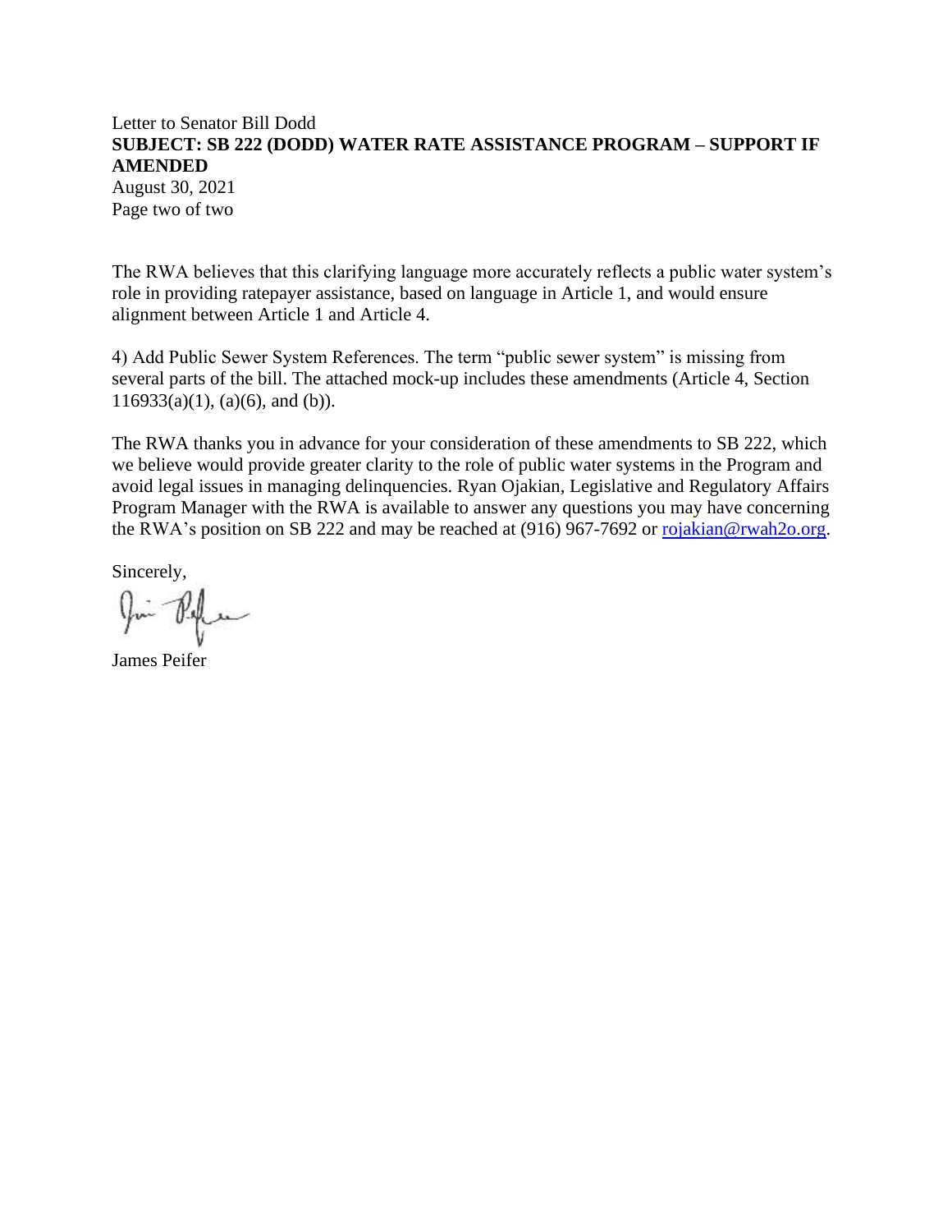The RWA believes that this clarifying language more accurately reflects a public water system's role in providing ratepayer assistance, based on language in Article 1, and would ensure alignment between Article 1 and Article 4.

4) Add Public Sewer System References. The term "public sewer system" is missing from several parts of the bill. The attached mock-up includes these amendments (Article 4, Section 116933(a)(1), (a)(6), and (b)).

The RWA thanks you in advance for your consideration of these amendments to SB 222, which we believe would provide greater clarity to the role of public water systems in the Program and avoid legal issues in managing delinquencies. Ryan Ojakian, Legislative and Regulatory Affairs Program Manager with the RWA is available to answer any questions you may have concerning the RWA's position on SB 222 and may be reached at (916) 967-7692 or rojakian@rwah2o.org.

Sincerely,

James Peifer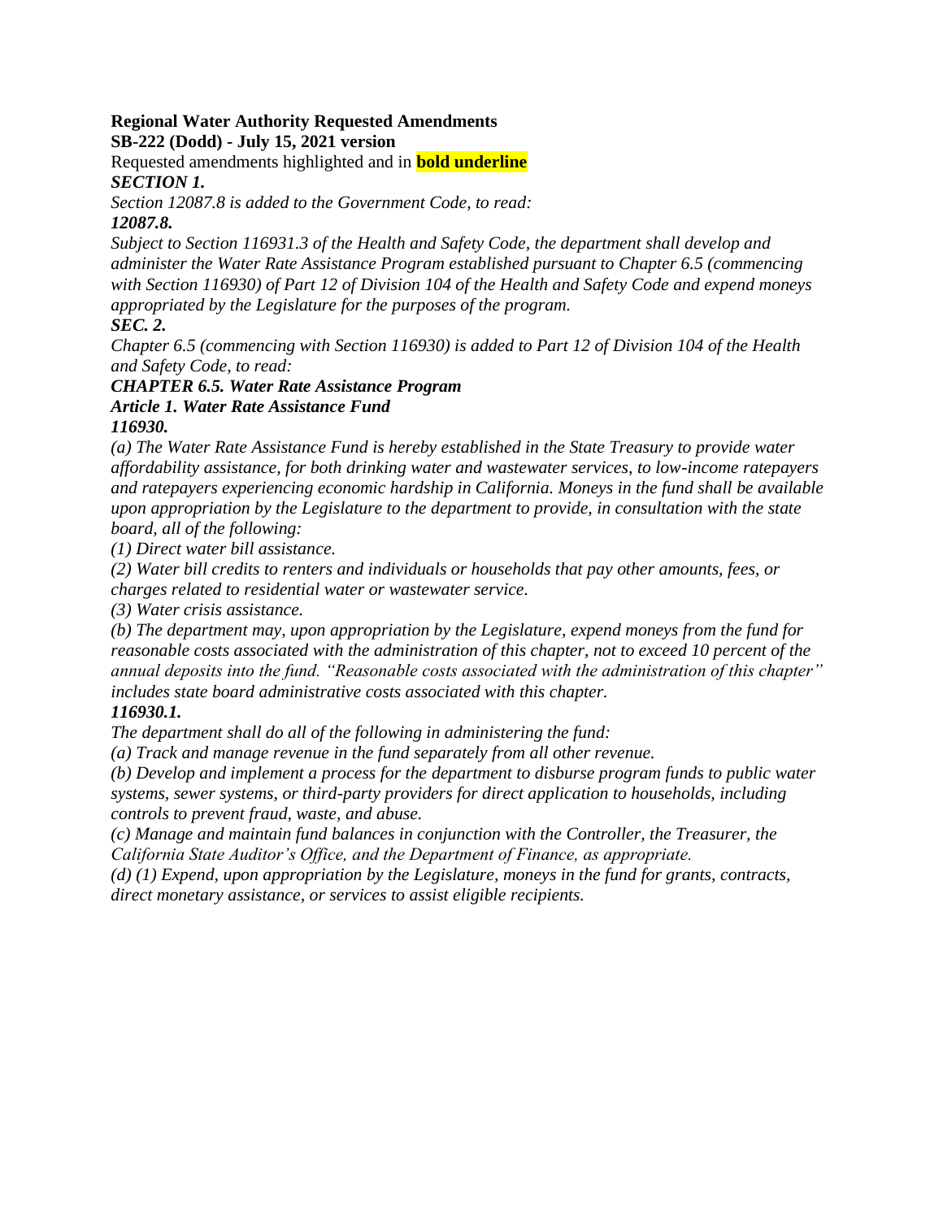**Regional Water Authority Requested Amendments**

**SB-222 (Dodd) - July 15, 2021 version**

Requested amendments highlighted and in **bold underline**

***SECTION 1.***

*Section 12087.8 is added to the Government Code, to read:*

***12087.8.***

*Subject to Section 116931.3 of the Health and Safety Code, the department shall develop and administer the Water Rate Assistance Program established pursuant to Chapter 6.5 (commencing with Section 116930) of Part 12 of Division 104 of the Health and Safety Code and expend moneys appropriated by the Legislature for the purposes of the program.*

***SEC. 2.***

*Chapter 6.5 (commencing with Section 116930) is added to Part 12 of Division 104 of the Health and Safety Code, to read:*

***CHAPTER 6.5. Water Rate Assistance Program***

***Article 1. Water Rate Assistance Fund***

***116930.***

*(a) The Water Rate Assistance Fund is hereby established in the State Treasury to provide water affordability assistance, for both drinking water and wastewater services, to low-income ratepayers and ratepayers experiencing economic hardship in California. Moneys in the fund shall be available upon appropriation by the Legislature to the department to provide, in consultation with the state board, all of the following:*

*(1) Direct water bill assistance.*

*(2) Water bill credits to renters and individuals or households that pay other amounts, fees, or charges related to residential water or wastewater service.*

*(3) Water crisis assistance.*

*(b) The department may, upon appropriation by the Legislature, expend moneys from the fund for reasonable costs associated with the administration of this chapter, not to exceed 10 percent of the annual deposits into the fund. "Reasonable costs associated with the administration of this chapter" includes state board administrative costs associated with this chapter.*

***116930.1.***

*The department shall do all of the following in administering the fund:*

*(a) Track and manage revenue in the fund separately from all other revenue.*

*(b) Develop and implement a process for the department to disburse program funds to public water systems, sewer systems, or third-party providers for direct application to households, including controls to prevent fraud, waste, and abuse.*

*(c) Manage and maintain fund balances in conjunction with the Controller, the Treasurer, the California State Auditor's Office, and the Department of Finance, as appropriate.*

*(d) (1) Expend, upon appropriation by the Legislature, moneys in the fund for grants, contracts, direct monetary assistance, or services to assist eligible recipients.*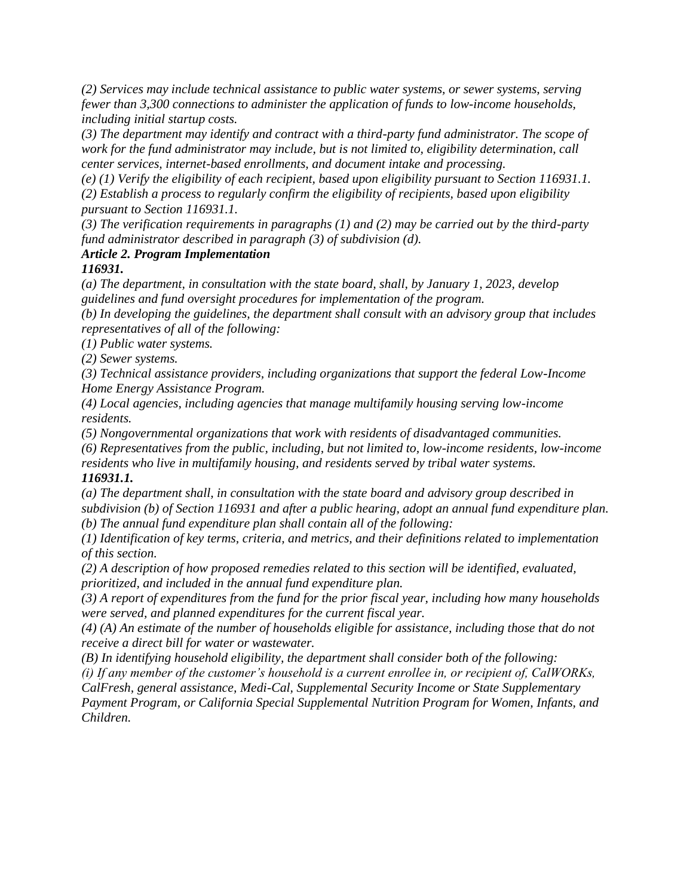*(2) Services may include technical assistance to public water systems, or sewer systems, serving fewer than 3,300 connections to administer the application of funds to low-income households, including initial startup costs.*

*(3) The department may identify and contract with a third-party fund administrator. The scope of work for the fund administrator may include, but is not limited to, eligibility determination, call center services, internet-based enrollments, and document intake and processing.*

*(e) (1) Verify the eligibility of each recipient, based upon eligibility pursuant to Section 116931.1.*

*(2) Establish a process to regularly confirm the eligibility of recipients, based upon eligibility pursuant to Section 116931.1.*

*(3) The verification requirements in paragraphs (1) and (2) may be carried out by the third-party fund administrator described in paragraph (3) of subdivision (d).*

***Article 2. Program Implementation***

***116931.***

*(a) The department, in consultation with the state board, shall, by January 1, 2023, develop guidelines and fund oversight procedures for implementation of the program.*

*(b) In developing the guidelines, the department shall consult with an advisory group that includes representatives of all of the following:*

*(1) Public water systems.*

*(2) Sewer systems.*

*(3) Technical assistance providers, including organizations that support the federal Low-Income Home Energy Assistance Program.*

*(4) Local agencies, including agencies that manage multifamily housing serving low-income residents.*

*(5) Nongovernmental organizations that work with residents of disadvantaged communities.*

*(6) Representatives from the public, including, but not limited to, low-income residents, low-income residents who live in multifamily housing, and residents served by tribal water systems.*

***116931.1.***

*(a) The department shall, in consultation with the state board and advisory group described in subdivision (b) of Section 116931 and after a public hearing, adopt an annual fund expenditure plan.*

*(b) The annual fund expenditure plan shall contain all of the following:*

*(1) Identification of key terms, criteria, and metrics, and their definitions related to implementation of this section.*

*(2) A description of how proposed remedies related to this section will be identified, evaluated, prioritized, and included in the annual fund expenditure plan.*

*(3) A report of expenditures from the fund for the prior fiscal year, including how many households were served, and planned expenditures for the current fiscal year.*

*(4) (A) An estimate of the number of households eligible for assistance, including those that do not receive a direct bill for water or wastewater.*

*(B) In identifying household eligibility, the department shall consider both of the following:*

*(i) If any member of the customer's household is a current enrollee in, or recipient of, CalWORKs, CalFresh, general assistance, Medi-Cal, Supplemental Security Income or State Supplementary Payment Program, or California Special Supplemental Nutrition Program for Women, Infants, and Children.*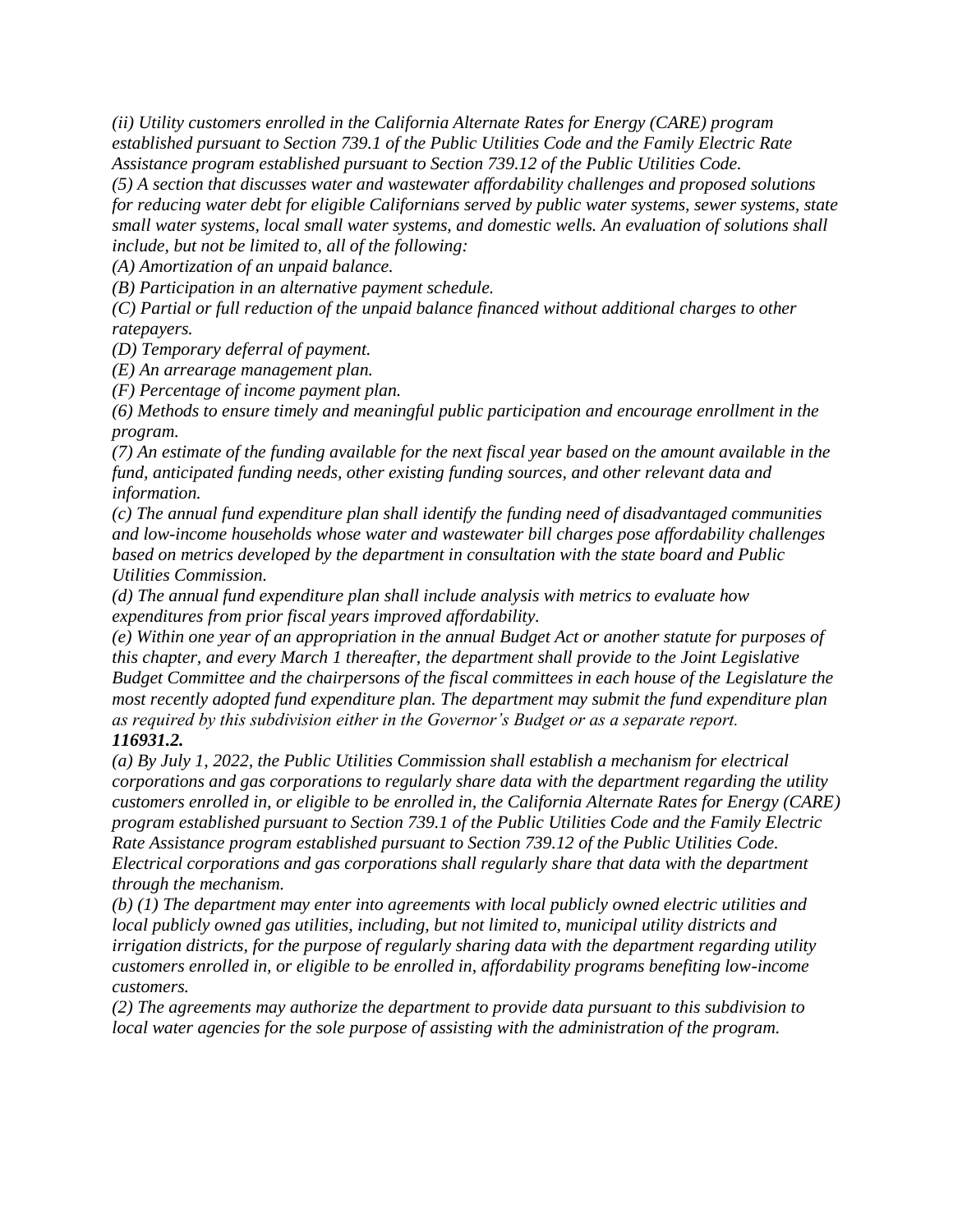*(ii) Utility customers enrolled in the California Alternate Rates for Energy (CARE) program established pursuant to Section 739.1 of the Public Utilities Code and the Family Electric Rate Assistance program established pursuant to Section 739.12 of the Public Utilities Code.*

*(5) A section that discusses water and wastewater affordability challenges and proposed solutions for reducing water debt for eligible Californians served by public water systems, sewer systems, state small water systems, local small water systems, and domestic wells. An evaluation of solutions shall include, but not be limited to, all of the following:*

*(A) Amortization of an unpaid balance.*

*(B) Participation in an alternative payment schedule.*

*(C) Partial or full reduction of the unpaid balance financed without additional charges to other ratepayers.*

*(D) Temporary deferral of payment.*

*(E) An arrearage management plan.*

*(F) Percentage of income payment plan.*

*(6) Methods to ensure timely and meaningful public participation and encourage enrollment in the program.*

*(7) An estimate of the funding available for the next fiscal year based on the amount available in the fund, anticipated funding needs, other existing funding sources, and other relevant data and information.*

*(c) The annual fund expenditure plan shall identify the funding need of disadvantaged communities and low-income households whose water and wastewater bill charges pose affordability challenges based on metrics developed by the department in consultation with the state board and Public Utilities Commission.*

*(d) The annual fund expenditure plan shall include analysis with metrics to evaluate how expenditures from prior fiscal years improved affordability.*

*(e) Within one year of an appropriation in the annual Budget Act or another statute for purposes of this chapter, and every March 1 thereafter, the department shall provide to the Joint Legislative Budget Committee and the chairpersons of the fiscal committees in each house of the Legislature the most recently adopted fund expenditure plan. The department may submit the fund expenditure plan as required by this subdivision either in the Governor's Budget or as a separate report.*

***116931.2.***

*(a) By July 1, 2022, the Public Utilities Commission shall establish a mechanism for electrical corporations and gas corporations to regularly share data with the department regarding the utility customers enrolled in, or eligible to be enrolled in, the California Alternate Rates for Energy (CARE) program established pursuant to Section 739.1 of the Public Utilities Code and the Family Electric Rate Assistance program established pursuant to Section 739.12 of the Public Utilities Code. Electrical corporations and gas corporations shall regularly share that data with the department through the mechanism.*

*(b) (1) The department may enter into agreements with local publicly owned electric utilities and local publicly owned gas utilities, including, but not limited to, municipal utility districts and irrigation districts, for the purpose of regularly sharing data with the department regarding utility customers enrolled in, or eligible to be enrolled in, affordability programs benefiting low-income customers.*

*(2) The agreements may authorize the department to provide data pursuant to this subdivision to local water agencies for the sole purpose of assisting with the administration of the program.*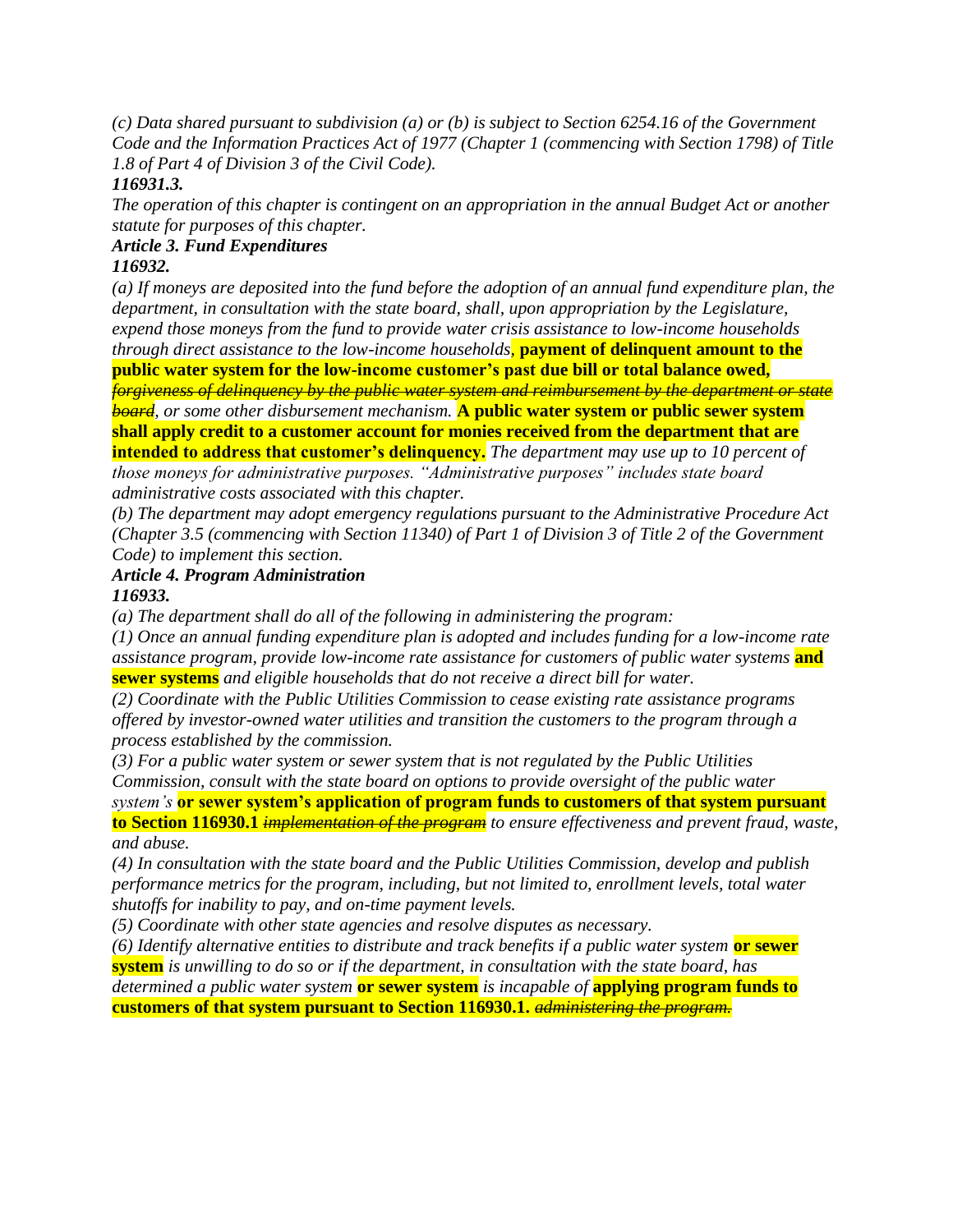*(c) Data shared pursuant to subdivision (a) or (b) is subject to Section 6254.16 of the Government Code and the Information Practices Act of 1977 (Chapter 1 (commencing with Section 1798) of Title 1.8 of Part 4 of Division 3 of the Civil Code).*

***116931.3.***

*The operation of this chapter is contingent on an appropriation in the annual Budget Act or another statute for purposes of this chapter.*

***Article 3. Fund Expenditures***

***116932.***

*(a) If moneys are deposited into the fund before the adoption of an annual fund expenditure plan, the department, in consultation with the state board, shall, upon appropriation by the Legislature, expend those moneys from the fund to provide water crisis assistance to low-income households through direct assistance to the low-income households,* **payment of delinquent amount to the public water system for the low-income customer's past due bill or total balance owed,** ~~*forgiveness of delinquency by the public water system and reimbursement by the department or state board*~~*, or some other disbursement mechanism.* **A public water system or public sewer system shall apply credit to a customer account for monies received from the department that are intended to address that customer's delinquency.** *The department may use up to 10 percent of those moneys for administrative purposes. "Administrative purposes" includes state board administrative costs associated with this chapter.*

*(b) The department may adopt emergency regulations pursuant to the Administrative Procedure Act (Chapter 3.5 (commencing with Section 11340) of Part 1 of Division 3 of Title 2 of the Government Code) to implement this section.*

***Article 4. Program Administration***

***116933.***

*(a) The department shall do all of the following in administering the program:*

*(1) Once an annual funding expenditure plan is adopted and includes funding for a low-income rate assistance program, provide low-income rate assistance for customers of public water systems* **and sewer systems** *and eligible households that do not receive a direct bill for water.*

*(2) Coordinate with the Public Utilities Commission to cease existing rate assistance programs offered by investor-owned water utilities and transition the customers to the program through a process established by the commission.*

*(3) For a public water system or sewer system that is not regulated by the Public Utilities Commission, consult with the state board on options to provide oversight of the public water system's* **or sewer system's application of program funds to customers of that system pursuant to Section 116930.1** ~~*implementation of the program*~~ *to ensure effectiveness and prevent fraud, waste, and abuse.*

*(4) In consultation with the state board and the Public Utilities Commission, develop and publish performance metrics for the program, including, but not limited to, enrollment levels, total water shutoffs for inability to pay, and on-time payment levels.*

*(5) Coordinate with other state agencies and resolve disputes as necessary.*

*(6) Identify alternative entities to distribute and track benefits if a public water system* **or sewer system** *is unwilling to do so or if the department, in consultation with the state board, has determined a public water system* **or sewer system** *is incapable of* **applying program funds to customers of that system pursuant to Section 116930.1.** ~~*administering the program.*~~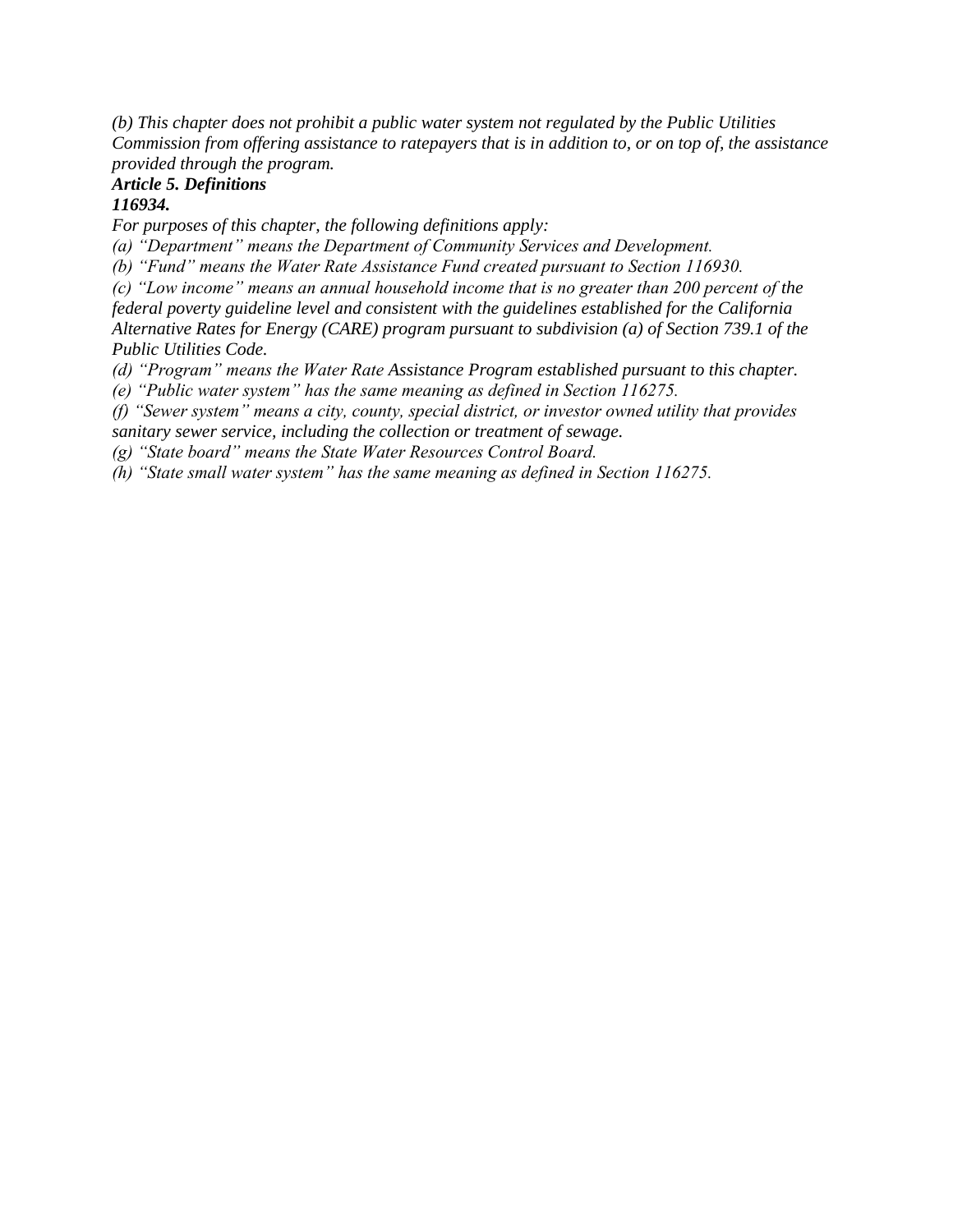*(b) This chapter does not prohibit a public water system not regulated by the Public Utilities Commission from offering assistance to ratepayers that is in addition to, or on top of, the assistance provided through the program.*

***Article 5. Definitions***

***116934.***

*For purposes of this chapter, the following definitions apply:*

*(a) "Department" means the Department of Community Services and Development.*

*(b) "Fund" means the Water Rate Assistance Fund created pursuant to Section 116930.*

*(c) "Low income" means an annual household income that is no greater than 200 percent of the federal poverty guideline level and consistent with the guidelines established for the California Alternative Rates for Energy (CARE) program pursuant to subdivision (a) of Section 739.1 of the Public Utilities Code.*

*(d) "Program" means the Water Rate Assistance Program established pursuant to this chapter.*

*(e) "Public water system" has the same meaning as defined in Section 116275.*

*(f) "Sewer system" means a city, county, special district, or investor owned utility that provides sanitary sewer service, including the collection or treatment of sewage.*

*(g) "State board" means the State Water Resources Control Board.*

*(h) "State small water system" has the same meaning as defined in Section 116275.*